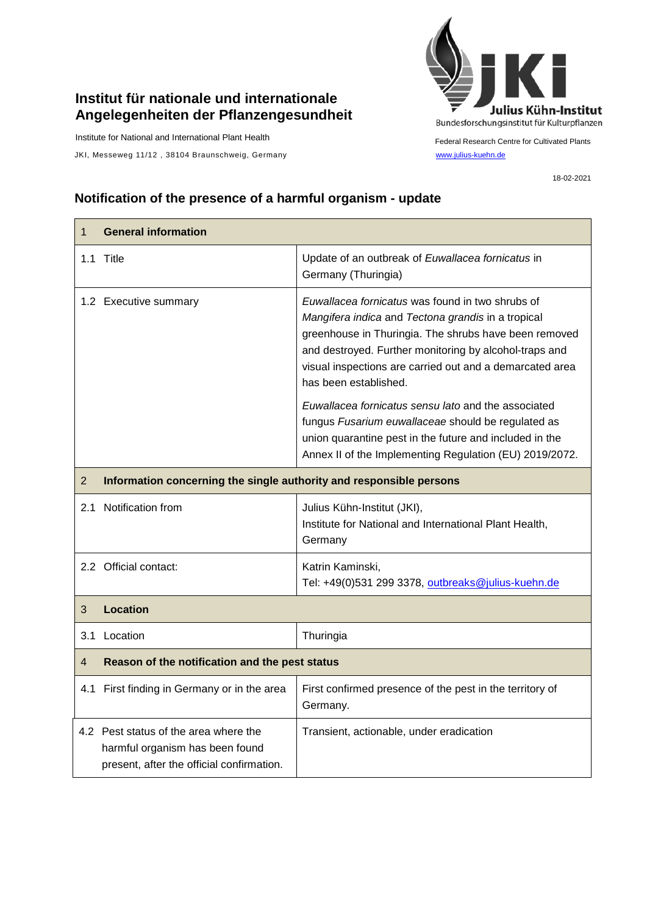**Institut für nationale und internationale Angelegenheiten der Pflanzengesundheit**

Institute for National and International Plant Health

JKI, Messeweg 11/12 , 38104 Braunschweig, Germany

Julius Kühn-Institut
Bundesforschungsinstitut für Kulturpflanzen

Federal Research Centre for Cultivated Plants

www.julius-kuehn.de

18-02-2021

## Notification of the presence of a harmful organism - update

| 1 **General information** | |
|---|---|
| 1.1 Title | Update of an outbreak of *Euwallacea fornicatus* in Germany (Thuringia) |
| 1.2 Executive summary | *Euwallacea fornicatus* was found in two shrubs of *Mangifera indica* and *Tectona grandis* in a tropical greenhouse in Thuringia. The shrubs have been removed and destroyed. Further monitoring by alcohol-traps and visual inspections are carried out and a demarcated area has been established.<br><br>*Euwallacea fornicatus sensu lato* and the associated fungus *Fusarium euwallaceae* should be regulated as union quarantine pest in the future and included in the Annex II of the Implementing Regulation (EU) 2019/2072. |
| 2 **Information concerning the single authority and responsible persons** | |
| 2.1 Notification from | Julius Kühn-Institut (JKI),<br>Institute for National and International Plant Health, Germany |
| 2.2 Official contact: | Katrin Kaminski,<br>Tel: +49(0)531 299 3378, outbreaks@julius-kuehn.de |
| 3 **Location** | |
| 3.1 Location | Thuringia |
| 4 **Reason of the notification and the pest status** | |
| 4.1 First finding in Germany or in the area | First confirmed presence of the pest in the territory of Germany. |
| 4.2 Pest status of the area where the harmful organism has been found present, after the official confirmation. | Transient, actionable, under eradication |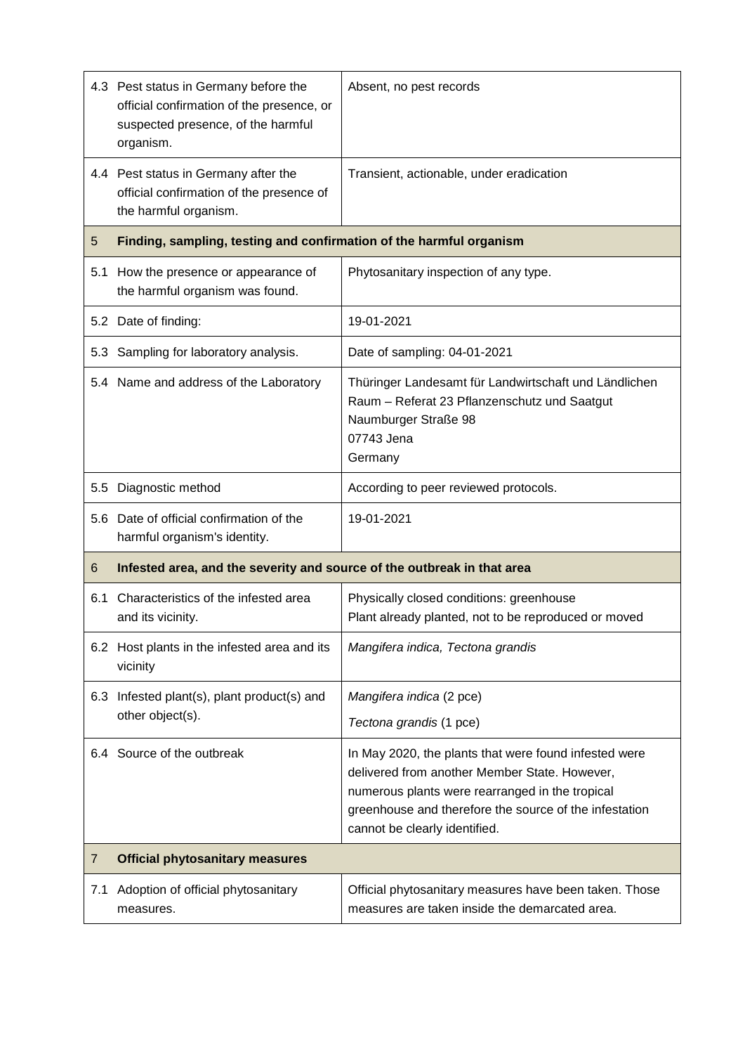| | | |
|---|---|---|
| 4.3 | Pest status in Germany before the official confirmation of the presence, or suspected presence, of the harmful organism. | Absent, no pest records |
| 4.4 | Pest status in Germany after the official confirmation of the presence of the harmful organism. | Transient, actionable, under eradication |
| **5** | **Finding, sampling, testing and confirmation of the harmful organism** | |
| 5.1 | How the presence or appearance of the harmful organism was found. | Phytosanitary inspection of any type. |
| 5.2 | Date of finding: | 19-01-2021 |
| 5.3 | Sampling for laboratory analysis. | Date of sampling: 04-01-2021 |
| 5.4 | Name and address of the Laboratory | Thüringer Landesamt für Landwirtschaft und Ländlichen Raum – Referat 23 Pflanzenschutz und Saatgut<br>Naumburger Straße 98<br>07743 Jena<br>Germany |
| 5.5 | Diagnostic method | According to peer reviewed protocols. |
| 5.6 | Date of official confirmation of the harmful organism's identity. | 19-01-2021 |
| **6** | **Infested area, and the severity and source of the outbreak in that area** | |
| 6.1 | Characteristics of the infested area and its vicinity. | Physically closed conditions: greenhouse<br>Plant already planted, not to be reproduced or moved |
| 6.2 | Host plants in the infested area and its vicinity | *Mangifera indica, Tectona grandis* |
| 6.3 | Infested plant(s), plant product(s) and other object(s). | *Mangifera indica* (2 pce)<br>*Tectona grandis* (1 pce) |
| 6.4 | Source of the outbreak | In May 2020, the plants that were found infested were delivered from another Member State. However, numerous plants were rearranged in the tropical greenhouse and therefore the source of the infestation cannot be clearly identified. |
| **7** | **Official phytosanitary measures** | |
| 7.1 | Adoption of official phytosanitary measures. | Official phytosanitary measures have been taken. Those measures are taken inside the demarcated area. |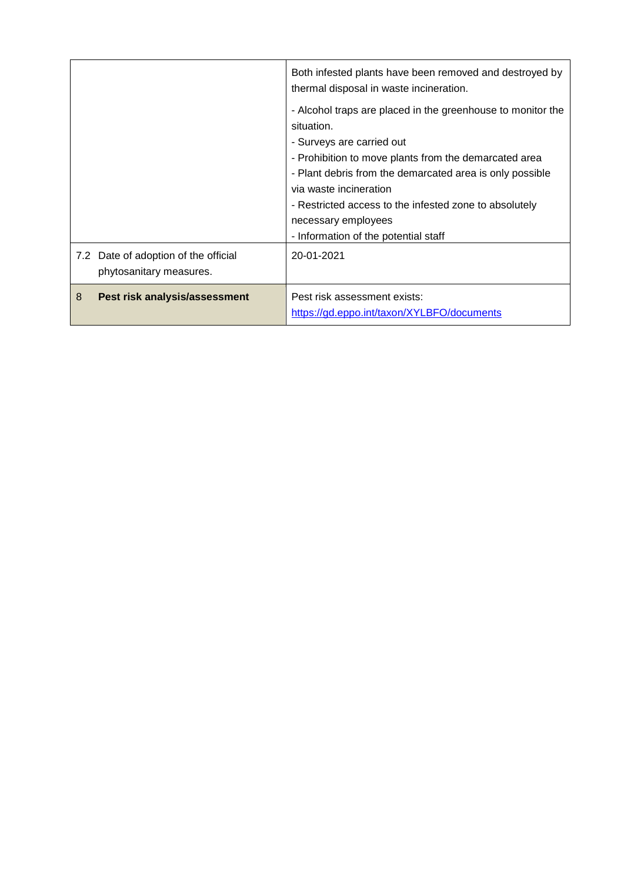| | |
|---|---|
| | Both infested plants have been removed and destroyed by thermal disposal in waste incineration.<br><br>- Alcohol traps are placed in the greenhouse to monitor the situation.<br>- Surveys are carried out<br>- Prohibition to move plants from the demarcated area<br>- Plant debris from the demarcated area is only possible via waste incineration<br>- Restricted access to the infested zone to absolutely necessary employees<br>- Information of the potential staff |
| 7.2 Date of adoption of the official phytosanitary measures. | 20-01-2021 |
| 8 **Pest risk analysis/assessment** | Pest risk assessment exists: https://gd.eppo.int/taxon/XYLBFO/documents |